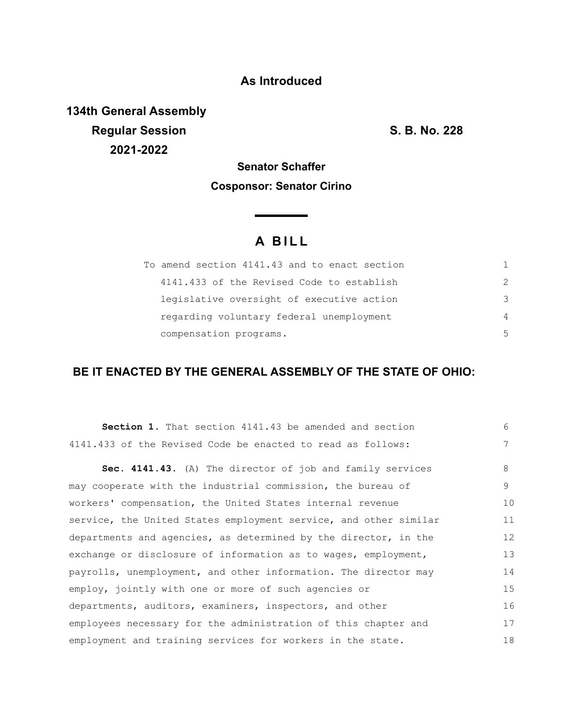**As Introduced**

**134th General Assembly**
**Regular Session** **S. B. No. 228**
**2021-2022**

**Senator Schaffer**

**Cosponsor: Senator Cirino**

# A BILL

To amend section 4141.43 and to enact section 4141.433 of the Revised Code to establish legislative oversight of executive action regarding voluntary federal unemployment compensation programs.

**BE IT ENACTED BY THE GENERAL ASSEMBLY OF THE STATE OF OHIO:**

**Section 1.** That section 4141.43 be amended and section 4141.433 of the Revised Code be enacted to read as follows:

**Sec. 4141.43.** (A) The director of job and family services may cooperate with the industrial commission, the bureau of workers' compensation, the United States internal revenue service, the United States employment service, and other similar departments and agencies, as determined by the director, in the exchange or disclosure of information as to wages, employment, payrolls, unemployment, and other information. The director may employ, jointly with one or more of such agencies or departments, auditors, examiners, inspectors, and other employees necessary for the administration of this chapter and employment and training services for workers in the state.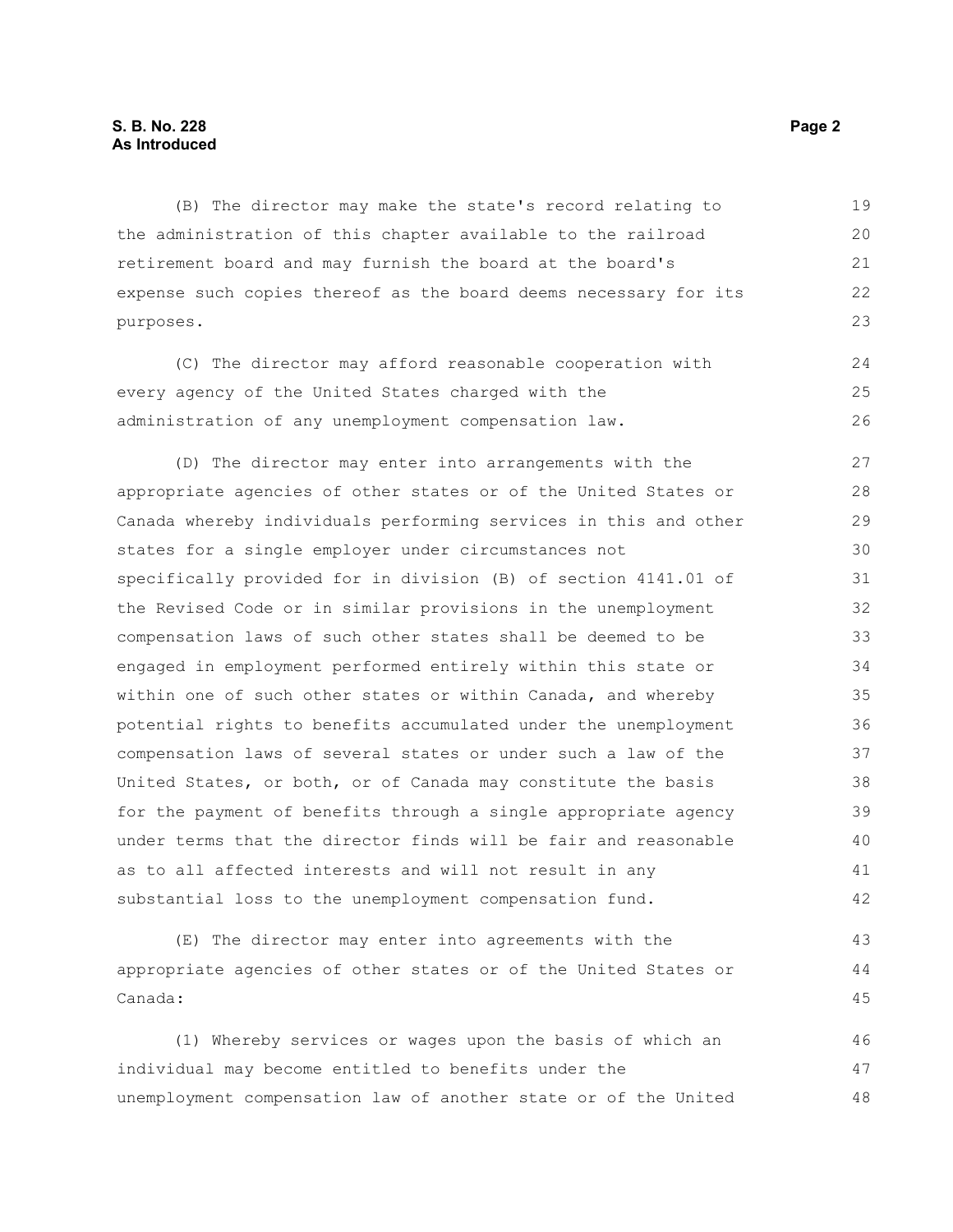(B) The director may make the state's record relating to the administration of this chapter available to the railroad retirement board and may furnish the board at the board's expense such copies thereof as the board deems necessary for its purposes.

(C) The director may afford reasonable cooperation with every agency of the United States charged with the administration of any unemployment compensation law.

(D) The director may enter into arrangements with the appropriate agencies of other states or of the United States or Canada whereby individuals performing services in this and other states for a single employer under circumstances not specifically provided for in division (B) of section 4141.01 of the Revised Code or in similar provisions in the unemployment compensation laws of such other states shall be deemed to be engaged in employment performed entirely within this state or within one of such other states or within Canada, and whereby potential rights to benefits accumulated under the unemployment compensation laws of several states or under such a law of the United States, or both, or of Canada may constitute the basis for the payment of benefits through a single appropriate agency under terms that the director finds will be fair and reasonable as to all affected interests and will not result in any substantial loss to the unemployment compensation fund.

(E) The director may enter into agreements with the appropriate agencies of other states or of the United States or Canada:

(1) Whereby services or wages upon the basis of which an individual may become entitled to benefits under the unemployment compensation law of another state or of the United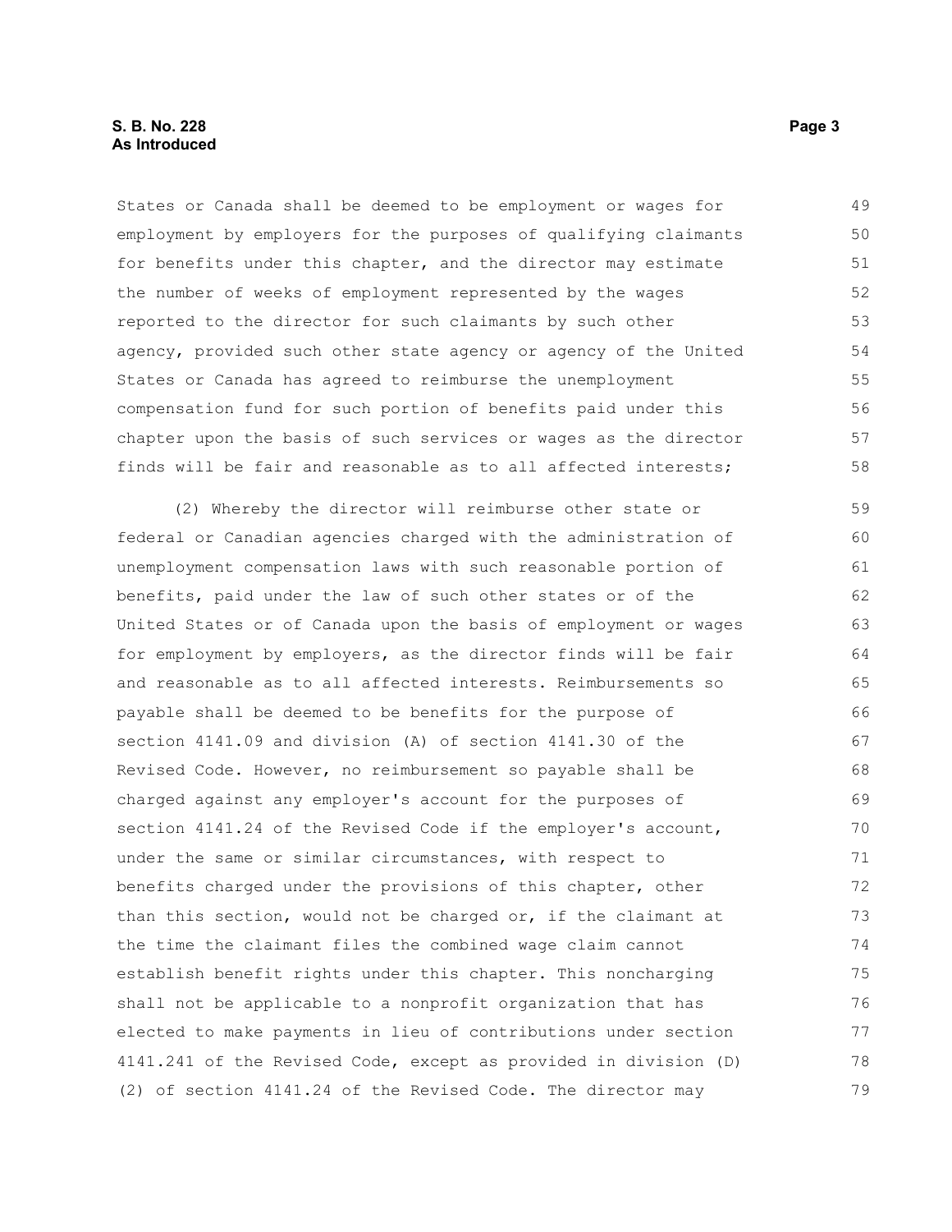States or Canada shall be deemed to be employment or wages for employment by employers for the purposes of qualifying claimants for benefits under this chapter, and the director may estimate the number of weeks of employment represented by the wages reported to the director for such claimants by such other agency, provided such other state agency or agency of the United States or Canada has agreed to reimburse the unemployment compensation fund for such portion of benefits paid under this chapter upon the basis of such services or wages as the director finds will be fair and reasonable as to all affected interests;

(2) Whereby the director will reimburse other state or federal or Canadian agencies charged with the administration of unemployment compensation laws with such reasonable portion of benefits, paid under the law of such other states or of the United States or of Canada upon the basis of employment or wages for employment by employers, as the director finds will be fair and reasonable as to all affected interests. Reimbursements so payable shall be deemed to be benefits for the purpose of section 4141.09 and division (A) of section 4141.30 of the Revised Code. However, no reimbursement so payable shall be charged against any employer's account for the purposes of section 4141.24 of the Revised Code if the employer's account, under the same or similar circumstances, with respect to benefits charged under the provisions of this chapter, other than this section, would not be charged or, if the claimant at the time the claimant files the combined wage claim cannot establish benefit rights under this chapter. This noncharging shall not be applicable to a nonprofit organization that has elected to make payments in lieu of contributions under section 4141.241 of the Revised Code, except as provided in division (D)(2) of section 4141.24 of the Revised Code. The director may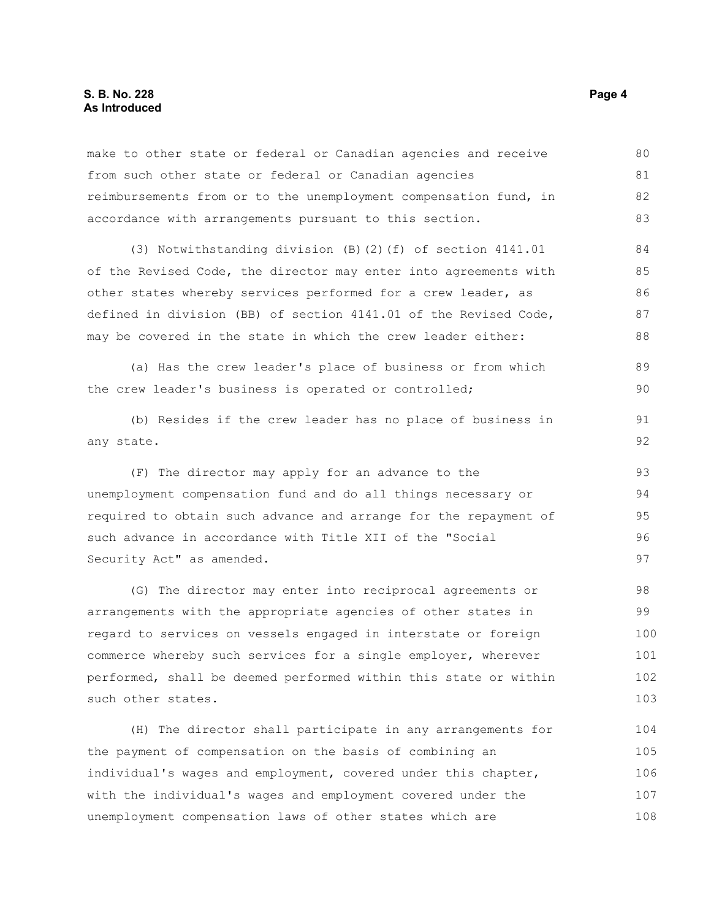make to other state or federal or Canadian agencies and receive from such other state or federal or Canadian agencies reimbursements from or to the unemployment compensation fund, in accordance with arrangements pursuant to this section.

(3) Notwithstanding division (B)(2)(f) of section 4141.01 of the Revised Code, the director may enter into agreements with other states whereby services performed for a crew leader, as defined in division (BB) of section 4141.01 of the Revised Code, may be covered in the state in which the crew leader either:

(a) Has the crew leader's place of business or from which the crew leader's business is operated or controlled;

(b) Resides if the crew leader has no place of business in any state.

(F) The director may apply for an advance to the unemployment compensation fund and do all things necessary or required to obtain such advance and arrange for the repayment of such advance in accordance with Title XII of the "Social Security Act" as amended.

(G) The director may enter into reciprocal agreements or arrangements with the appropriate agencies of other states in regard to services on vessels engaged in interstate or foreign commerce whereby such services for a single employer, wherever performed, shall be deemed performed within this state or within such other states.

(H) The director shall participate in any arrangements for the payment of compensation on the basis of combining an individual's wages and employment, covered under this chapter, with the individual's wages and employment covered under the unemployment compensation laws of other states which are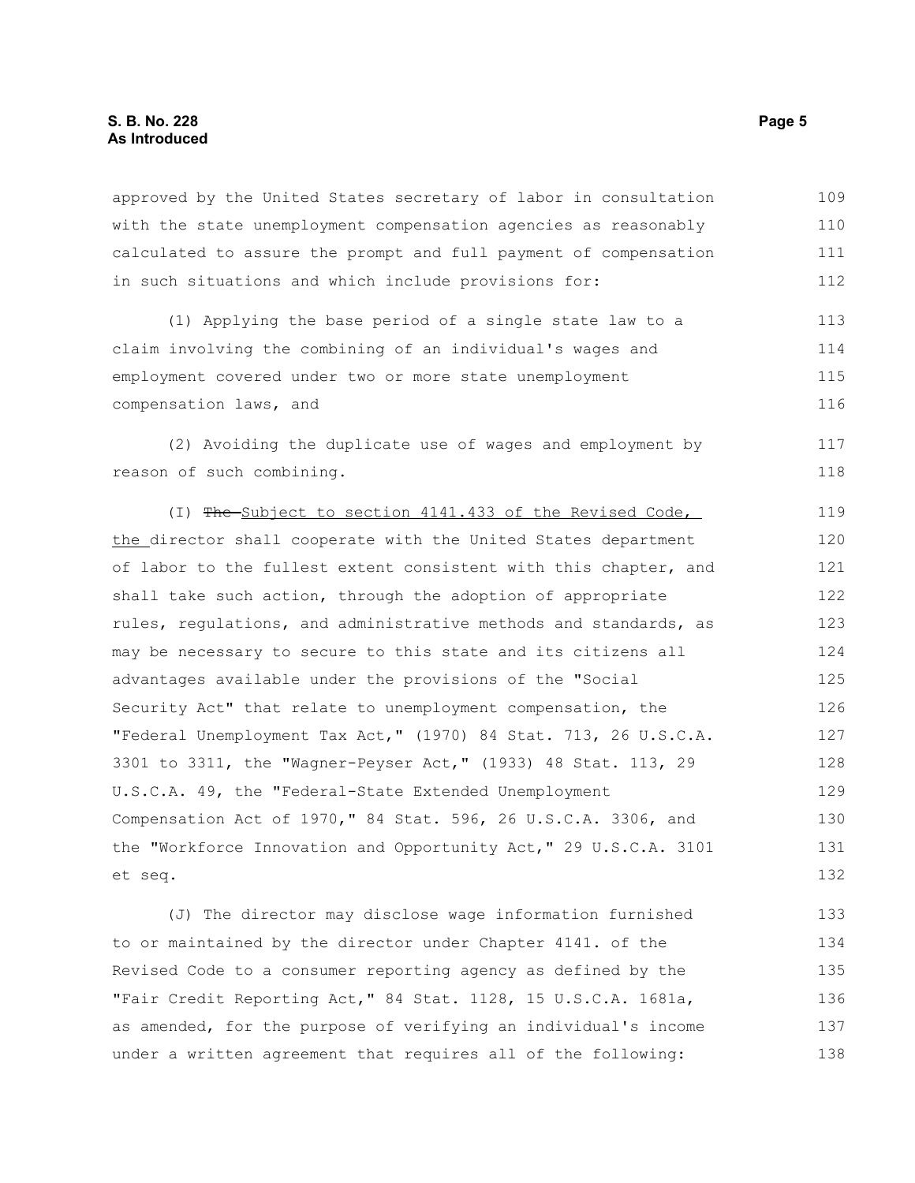approved by the United States secretary of labor in consultation with the state unemployment compensation agencies as reasonably calculated to assure the prompt and full payment of compensation in such situations and which include provisions for:

(1) Applying the base period of a single state law to a claim involving the combining of an individual's wages and employment covered under two or more state unemployment compensation laws, and

(2) Avoiding the duplicate use of wages and employment by reason of such combining.

(I) ~~The~~ Subject to section 4141.433 of the Revised Code, the director shall cooperate with the United States department of labor to the fullest extent consistent with this chapter, and shall take such action, through the adoption of appropriate rules, regulations, and administrative methods and standards, as may be necessary to secure to this state and its citizens all advantages available under the provisions of the "Social Security Act" that relate to unemployment compensation, the "Federal Unemployment Tax Act," (1970) 84 Stat. 713, 26 U.S.C.A. 3301 to 3311, the "Wagner-Peyser Act," (1933) 48 Stat. 113, 29 U.S.C.A. 49, the "Federal-State Extended Unemployment Compensation Act of 1970," 84 Stat. 596, 26 U.S.C.A. 3306, and the "Workforce Innovation and Opportunity Act," 29 U.S.C.A. 3101 et seq.

(J) The director may disclose wage information furnished to or maintained by the director under Chapter 4141. of the Revised Code to a consumer reporting agency as defined by the "Fair Credit Reporting Act," 84 Stat. 1128, 15 U.S.C.A. 1681a, as amended, for the purpose of verifying an individual's income under a written agreement that requires all of the following: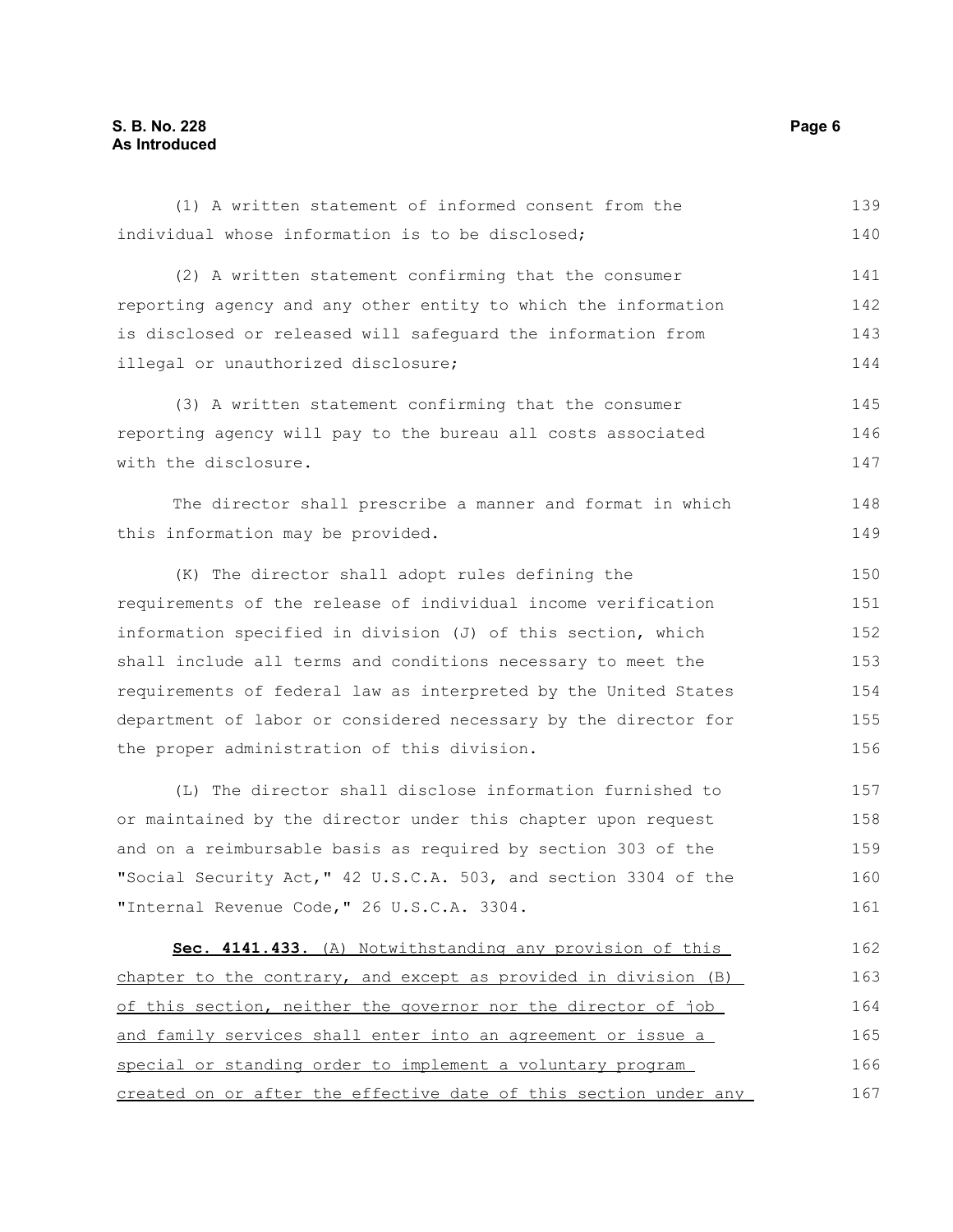(1) A written statement of informed consent from the individual whose information is to be disclosed;

(2) A written statement confirming that the consumer reporting agency and any other entity to which the information is disclosed or released will safeguard the information from illegal or unauthorized disclosure;

(3) A written statement confirming that the consumer reporting agency will pay to the bureau all costs associated with the disclosure.

The director shall prescribe a manner and format in which this information may be provided.

(K) The director shall adopt rules defining the requirements of the release of individual income verification information specified in division (J) of this section, which shall include all terms and conditions necessary to meet the requirements of federal law as interpreted by the United States department of labor or considered necessary by the director for the proper administration of this division.

(L) The director shall disclose information furnished to or maintained by the director under this chapter upon request and on a reimbursable basis as required by section 303 of the "Social Security Act," 42 U.S.C.A. 503, and section 3304 of the "Internal Revenue Code," 26 U.S.C.A. 3304.

**Sec. 4141.433.** (A) Notwithstanding any provision of this chapter to the contrary, and except as provided in division (B) of this section, neither the governor nor the director of job and family services shall enter into an agreement or issue a special or standing order to implement a voluntary program created on or after the effective date of this section under any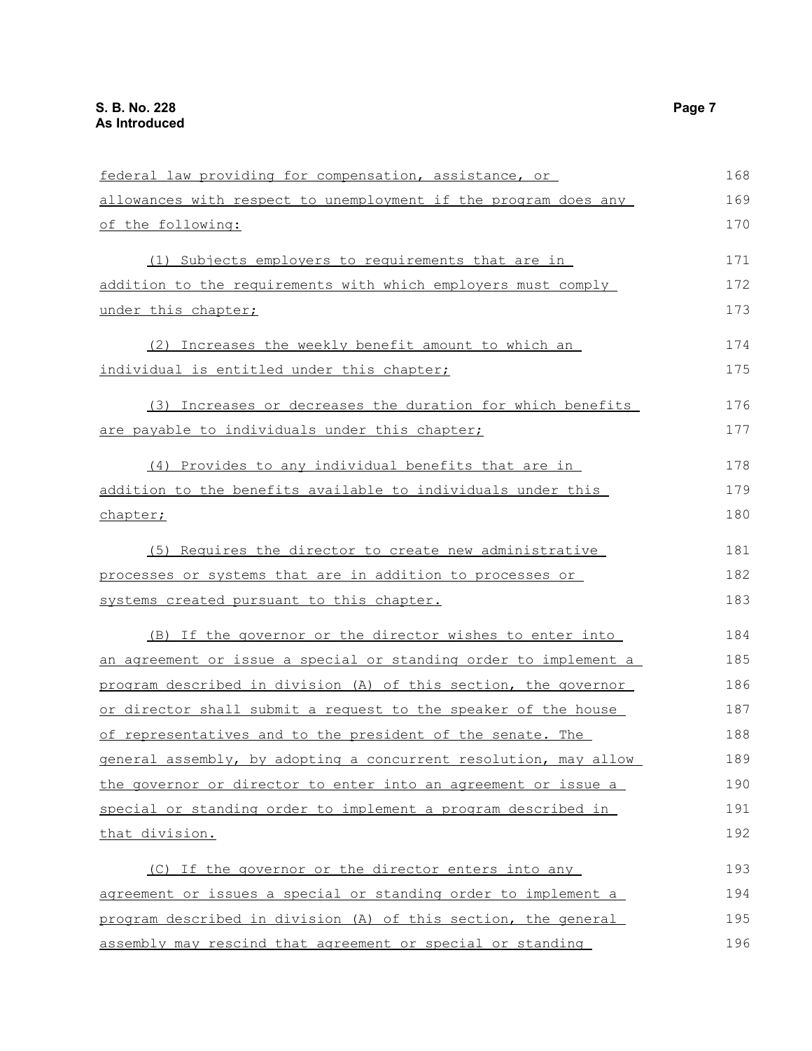federal law providing for compensation, assistance, or allowances with respect to unemployment if the program does any of the following:

(1) Subjects employers to requirements that are in addition to the requirements with which employers must comply under this chapter;

(2) Increases the weekly benefit amount to which an individual is entitled under this chapter;

(3) Increases or decreases the duration for which benefits are payable to individuals under this chapter;

(4) Provides to any individual benefits that are in addition to the benefits available to individuals under this chapter;

(5) Requires the director to create new administrative processes or systems that are in addition to processes or systems created pursuant to this chapter.

(B) If the governor or the director wishes to enter into an agreement or issue a special or standing order to implement a program described in division (A) of this section, the governor or director shall submit a request to the speaker of the house of representatives and to the president of the senate. The general assembly, by adopting a concurrent resolution, may allow the governor or director to enter into an agreement or issue a special or standing order to implement a program described in that division.

(C) If the governor or the director enters into any agreement or issues a special or standing order to implement a program described in division (A) of this section, the general assembly may rescind that agreement or special or standing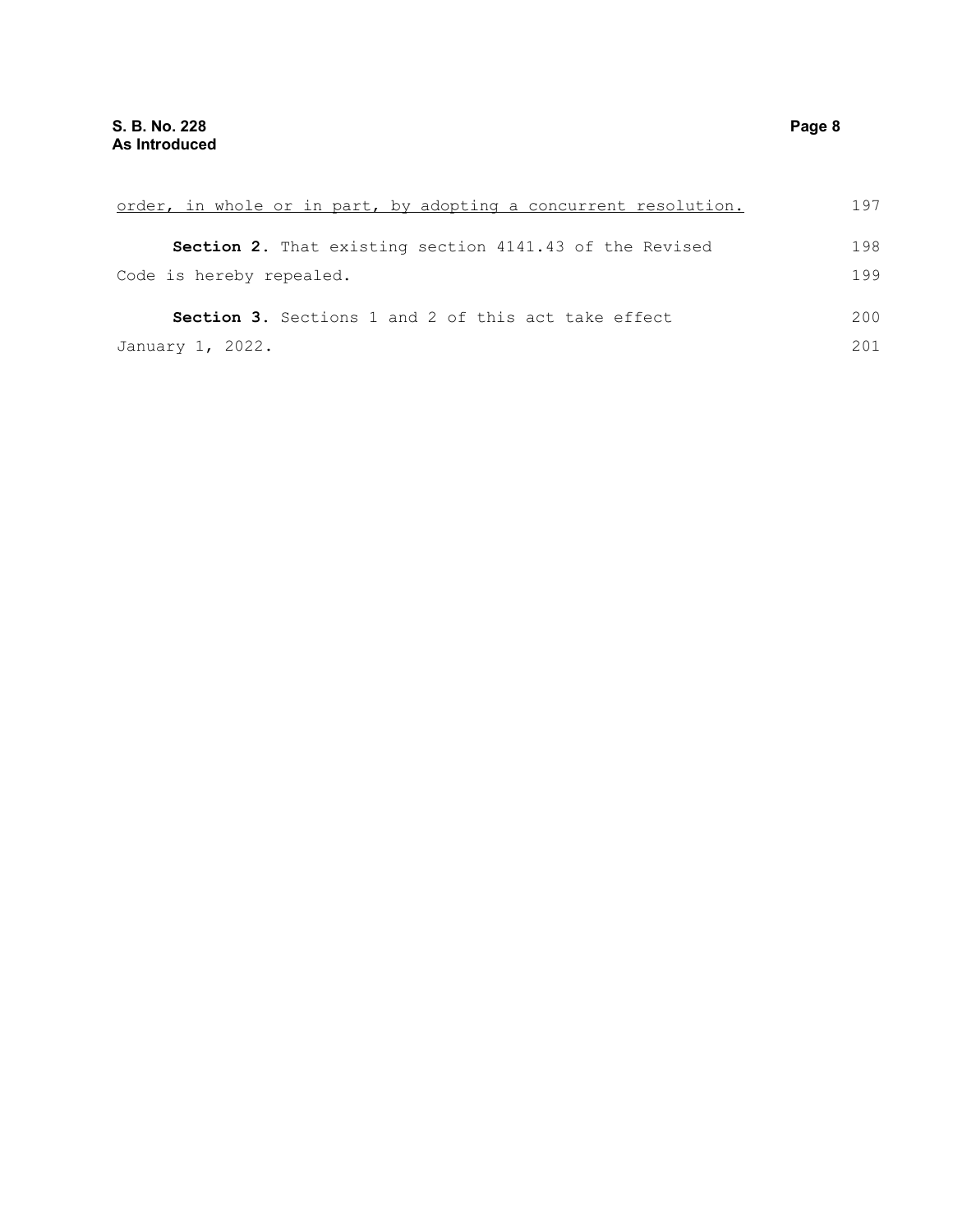<u>order, in whole or in part, by adopting a concurrent resolution.</u>

**Section 2.** That existing section 4141.43 of the Revised Code is hereby repealed.

**Section 3.** Sections 1 and 2 of this act take effect January 1, 2022.